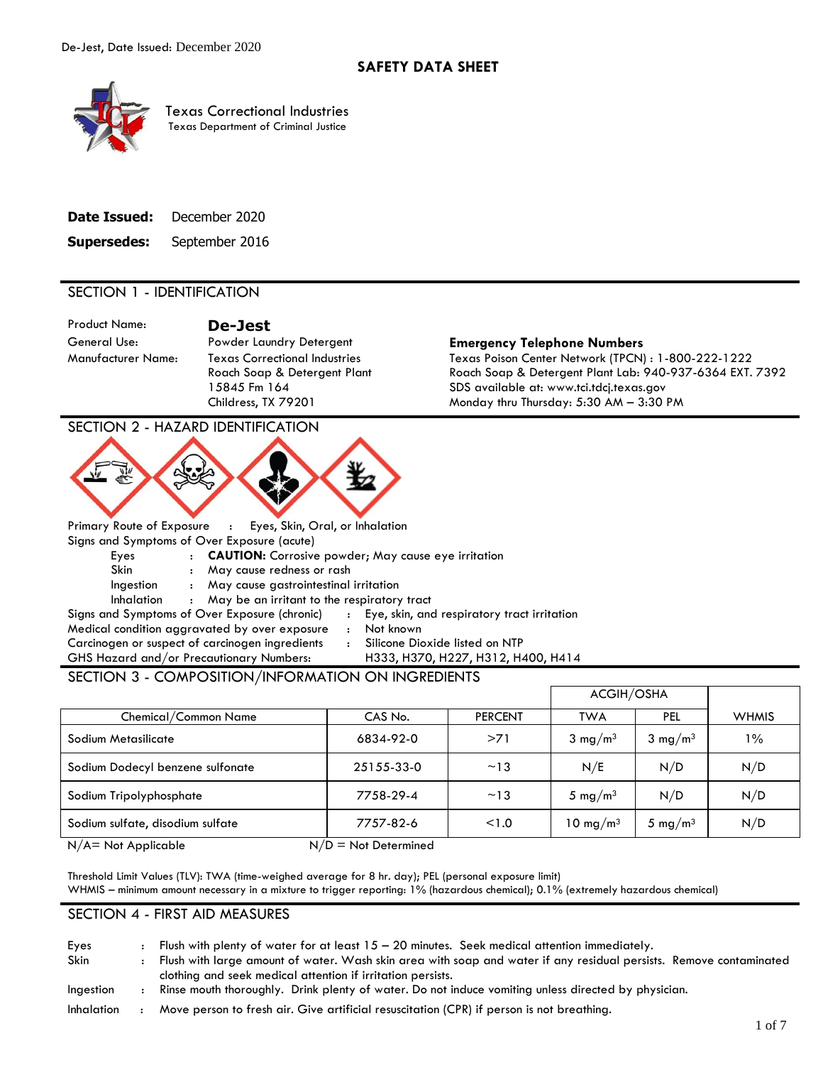De-Jest, Date Issued: December 2020

# SAFETY DATA SHEET

Texas Correctional Industries
Texas Department of Criminal Justice

**Date Issued:** December 2020

**Supersedes:** September 2016

## SECTION 1 - IDENTIFICATION

Product Name: **De-Jest**
General Use: Powder Laundry Detergent
Manufacturer Name: Texas Correctional Industries
Roach Soap & Detergent Plant
15845 Fm 164
Childress, TX 79201

**Emergency Telephone Numbers**
Texas Poison Center Network (TPCN) : 1-800-222-1222
Roach Soap & Detergent Plant Lab: 940-937-6364 EXT. 7392
SDS available at: www.tci.tdcj.texas.gov
Monday thru Thursday: 5:30 AM – 3:30 PM

## SECTION 2 - HAZARD IDENTIFICATION

Primary Route of Exposure : Eyes, Skin, Oral, or Inhalation

Signs and Symptoms of Over Exposure (acute)

- Eyes : **CAUTION:** Corrosive powder; May cause eye irritation
- Skin : May cause redness or rash
- Ingestion : May cause gastrointestinal irritation
- Inhalation : May be an irritant to the respiratory tract

Signs and Symptoms of Over Exposure (chronic) : Eye, skin, and respiratory tract irritation
Medical condition aggravated by over exposure : Not known
Carcinogen or suspect of carcinogen ingredients : Silicone Dioxide listed on NTP
GHS Hazard and/or Precautionary Numbers: H333, H370, H227, H312, H400, H414

## SECTION 3 - COMPOSITION/INFORMATION ON INGREDIENTS

| Chemical/Common Name | CAS No. | PERCENT | ACGIH/OSHA TWA | ACGIH/OSHA PEL | WHMIS |
|---|---|---|---|---|---|
| Sodium Metasilicate | 6834-92-0 | >71 | 3 mg/m$^3$ | 3 mg/m$^3$ | 1% |
| Sodium Dodecyl benzene sulfonate | 25155-33-0 | ~13 | N/E | N/D | N/D |
| Sodium Tripolyphosphate | 7758-29-4 | ~13 | 5 mg/m$^3$ | N/D | N/D |
| Sodium sulfate, disodium sulfate | 7757-82-6 | <1.0 | 10 mg/m$^3$ | 5 mg/m$^3$ | N/D |

N/A= Not Applicable N/D = Not Determined

Threshold Limit Values (TLV): TWA (time-weighed average for 8 hr. day); PEL (personal exposure limit)
WHMIS – minimum amount necessary in a mixture to trigger reporting: 1% (hazardous chemical); 0.1% (extremely hazardous chemical)

## SECTION 4 - FIRST AID MEASURES

- Eyes : Flush with plenty of water for at least 15 – 20 minutes. Seek medical attention immediately.
- Skin : Flush with large amount of water. Wash skin area with soap and water if any residual persists. Remove contaminated clothing and seek medical attention if irritation persists.
- Ingestion : Rinse mouth thoroughly. Drink plenty of water. Do not induce vomiting unless directed by physician.
- Inhalation : Move person to fresh air. Give artificial resuscitation (CPR) if person is not breathing.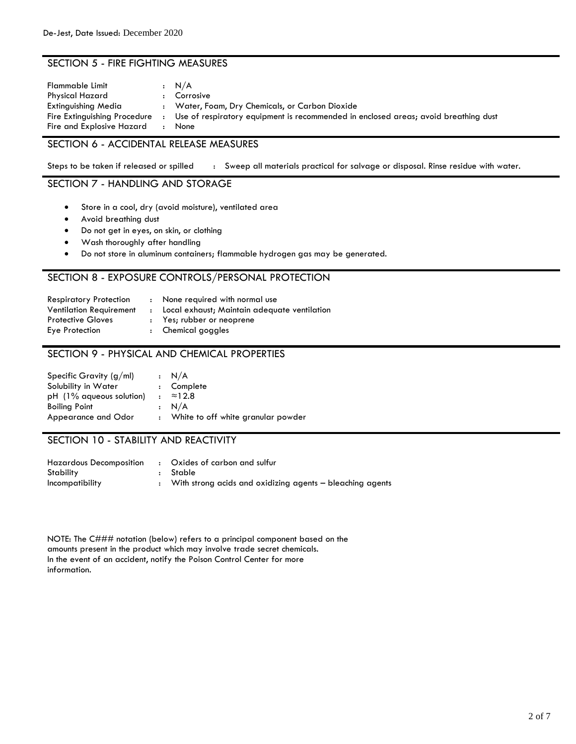## SECTION 5 - FIRE FIGHTING MEASURES

| | | |
|---|---|---|
| Flammable Limit | : | N/A |
| Physical Hazard | : | Corrosive |
| Extinguishing Media | : | Water, Foam, Dry Chemicals, or Carbon Dioxide |
| Fire Extinguishing Procedure | : | Use of respiratory equipment is recommended in enclosed areas; avoid breathing dust |
| Fire and Explosive Hazard | : | None |

## SECTION 6 - ACCIDENTAL RELEASE MEASURES

Steps to be taken if released or spilled : Sweep all materials practical for salvage or disposal. Rinse residue with water.

## SECTION 7 - HANDLING AND STORAGE

- Store in a cool, dry (avoid moisture), ventilated area
- Avoid breathing dust
- Do not get in eyes, on skin, or clothing
- Wash thoroughly after handling
- Do not store in aluminum containers; flammable hydrogen gas may be generated.

## SECTION 8 - EXPOSURE CONTROLS/PERSONAL PROTECTION

| | | |
|---|---|---|
| Respiratory Protection | : | None required with normal use |
| Ventilation Requirement | : | Local exhaust; Maintain adequate ventilation |
| Protective Gloves | : | Yes; rubber or neoprene |
| Eye Protection | : | Chemical goggles |

## SECTION 9 - PHYSICAL AND CHEMICAL PROPERTIES

| | | |
|---|---|---|
| Specific Gravity (g/ml) | : | N/A |
| Solubility in Water | : | Complete |
| pH (1% aqueous solution) | : | ≈12.8 |
| Boiling Point | : | N/A |
| Appearance and Odor | : | White to off white granular powder |

## SECTION 10 - STABILITY AND REACTIVITY

| | | |
|---|---|---|
| Hazardous Decomposition | : | Oxides of carbon and sulfur |
| Stability | : | Stable |
| Incompatibility | : | With strong acids and oxidizing agents – bleaching agents |

NOTE: The C### notation (below) refers to a principal component based on the amounts present in the product which may involve trade secret chemicals. In the event of an accident, notify the Poison Control Center for more information.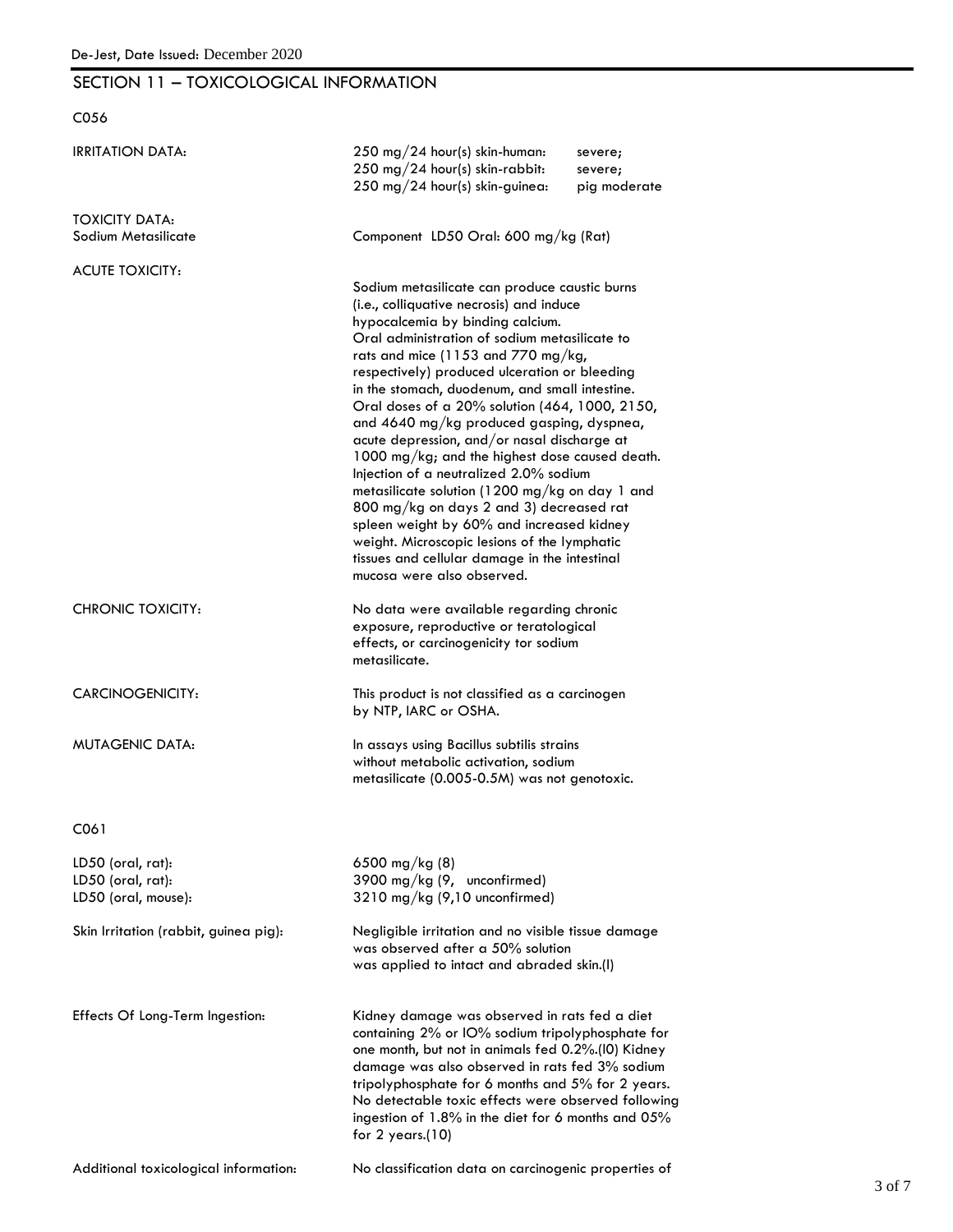## SECTION 11 – TOXICOLOGICAL INFORMATION

C056

| | |
|---|---|
| IRRITATION DATA: | 250 mg/24 hour(s) skin-human: severe;<br>250 mg/24 hour(s) skin-rabbit: severe;<br>250 mg/24 hour(s) skin-guinea: pig moderate |
| TOXICITY DATA:<br>Sodium Metasilicate | Component LD50 Oral: 600 mg/kg (Rat) |
| ACUTE TOXICITY: | Sodium metasilicate can produce caustic burns (i.e., colliquative necrosis) and induce hypocalcemia by binding calcium. Oral administration of sodium metasilicate to rats and mice (1153 and 770 mg/kg, respectively) produced ulceration or bleeding in the stomach, duodenum, and small intestine. Oral doses of a 20% solution (464, 1000, 2150, and 4640 mg/kg produced gasping, dyspnea, acute depression, and/or nasal discharge at 1000 mg/kg; and the highest dose caused death. Injection of a neutralized 2.0% sodium metasilicate solution (1200 mg/kg on day 1 and 800 mg/kg on days 2 and 3) decreased rat spleen weight by 60% and increased kidney weight. Microscopic lesions of the lymphatic tissues and cellular damage in the intestinal mucosa were also observed. |
| CHRONIC TOXICITY: | No data were available regarding chronic exposure, reproductive or teratological effects, or carcinogenicity tor sodium metasilicate. |
| CARCINOGENICITY: | This product is not classified as a carcinogen by NTP, IARC or OSHA. |
| MUTAGENIC DATA: | In assays using Bacillus subtilis strains without metabolic activation, sodium metasilicate (0.005-0.5M) was not genotoxic. |

C061

| | |
|---|---|
| LD50 (oral, rat):<br>LD50 (oral, rat):<br>LD50 (oral, mouse): | 6500 mg/kg (8)<br>3900 mg/kg (9, unconfirmed)<br>3210 mg/kg (9,10 unconfirmed) |
| Skin Irritation (rabbit, guinea pig): | Negligible irritation and no visible tissue damage was observed after a 50% solution was applied to intact and abraded skin.(l) |
| Effects Of Long-Term Ingestion: | Kidney damage was observed in rats fed a diet containing 2% or lO% sodium tripolyphosphate for one month, but not in animals fed 0.2%.(l0) Kidney damage was also observed in rats fed 3% sodium tripolyphosphate for 6 months and 5% for 2 years. No detectable toxic effects were observed following ingestion of 1.8% in the diet for 6 months and 05% for 2 years.(10) |
| Additional toxicological information: | No classification data on carcinogenic properties of |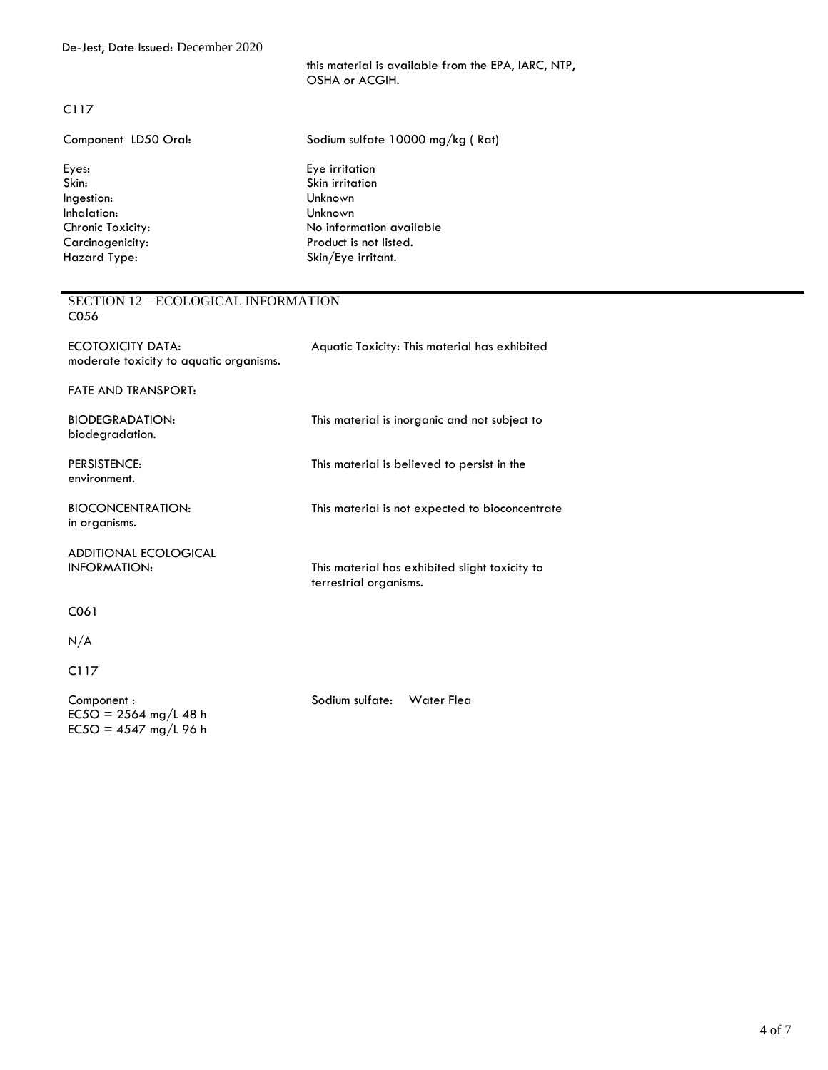this material is available from the EPA, IARC, NTP, OSHA or ACGIH.

C117

| | |
|---|---|
| Component LD50 Oral: | Sodium sulfate 10000 mg/kg ( Rat) |
| Eyes: | Eye irritation |
| Skin: | Skin irritation |
| Ingestion: | Unknown |
| Inhalation: | Unknown |
| Chronic Toxicity: | No information available |
| Carcinogenicity: | Product is not listed. |
| Hazard Type: | Skin/Eye irritant. |

## SECTION 12 – ECOLOGICAL INFORMATION

C056

ECOTOXICITY DATA: Aquatic Toxicity: This material has exhibited moderate toxicity to aquatic organisms.

FATE AND TRANSPORT:

BIODEGRADATION: This material is inorganic and not subject to biodegradation.

PERSISTENCE: This material is believed to persist in the environment.

BIOCONCENTRATION: This material is not expected to bioconcentrate in organisms.

ADDITIONAL ECOLOGICAL INFORMATION: This material has exhibited slight toxicity to terrestrial organisms.

C061

N/A

C117

Component : Sodium sulfate: Water Flea
EC5O = 2564 mg/L 48 h
EC5O = 4547 mg/L 96 h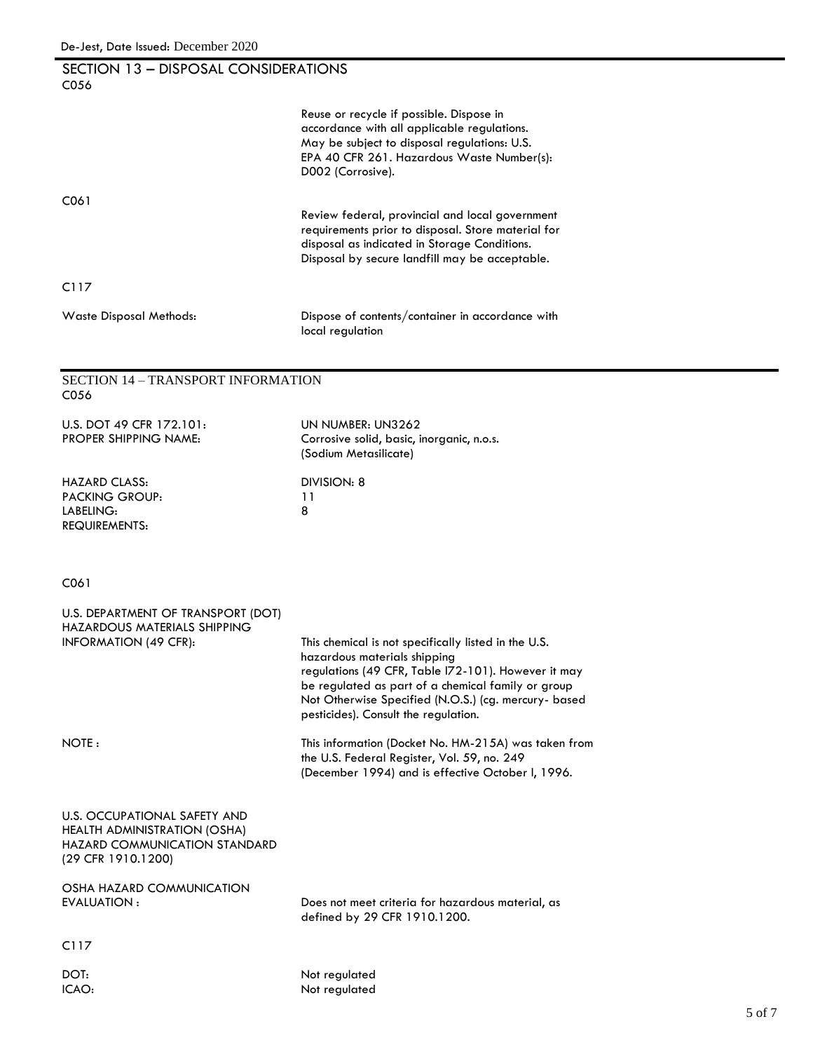## SECTION 13 – DISPOSAL CONSIDERATIONS

C056

Reuse or recycle if possible. Dispose in accordance with all applicable regulations. May be subject to disposal regulations: U.S. EPA 40 CFR 261. Hazardous Waste Number(s): D002 (Corrosive).

C061

Review federal, provincial and local government requirements prior to disposal. Store material for disposal as indicated in Storage Conditions. Disposal by secure landfill may be acceptable.

C117

Waste Disposal Methods: Dispose of contents/container in accordance with local regulation

## SECTION 14 – TRANSPORT INFORMATION

C056

| | |
|---|---|
| U.S. DOT 49 CFR 172.101: | UN NUMBER: UN3262 |
| PROPER SHIPPING NAME: | Corrosive solid, basic, inorganic, n.o.s. (Sodium Metasilicate) |
| HAZARD CLASS: | DIVISION: 8 |
| PACKING GROUP: | 11 |
| LABELING: | 8 |
| REQUIREMENTS: | |

C061

U.S. DEPARTMENT OF TRANSPORT (DOT) HAZARDOUS MATERIALS SHIPPING INFORMATION (49 CFR): This chemical is not specifically listed in the U.S. hazardous materials shipping regulations (49 CFR, Table I72-101). However it may be regulated as part of a chemical family or group Not Otherwise Specified (N.O.S.) (cg. mercury- based pesticides). Consult the regulation.

NOTE : This information (Docket No. HM-215A) was taken from the U.S. Federal Register, Vol. 59, no. 249 (December 1994) and is effective October I, 1996.

U.S. OCCUPATIONAL SAFETY AND HEALTH ADMINISTRATION (OSHA) HAZARD COMMUNICATION STANDARD (29 CFR 1910.1200)

OSHA HAZARD COMMUNICATION EVALUATION : Does not meet criteria for hazardous material, as defined by 29 CFR 1910.1200.

C117

| | |
|---|---|
| DOT: | Not regulated |
| ICAO: | Not regulated |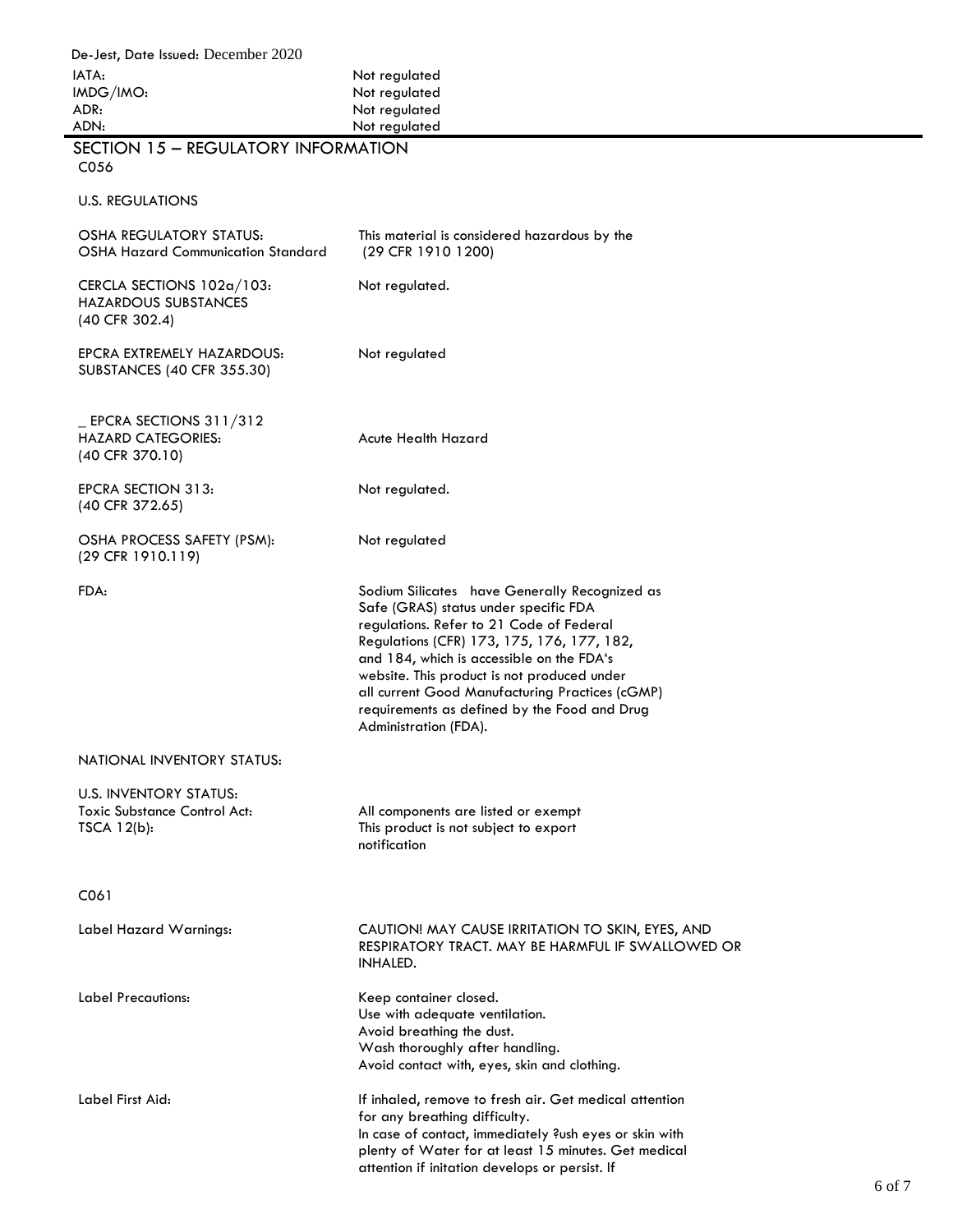| | |
|---|---|
| IATA: | Not regulated |
| IMDG/IMO: | Not regulated |
| ADR: | Not regulated |
| ADN: | Not regulated |

## SECTION 15 – REGULATORY INFORMATION

C056

U.S. REGULATIONS

| | |
|---|---|
| OSHA REGULATORY STATUS: OSHA Hazard Communication Standard | This material is considered hazardous by the (29 CFR 1910 1200) |
| CERCLA SECTIONS 102a/103: HAZARDOUS SUBSTANCES (40 CFR 302.4) | Not regulated. |
| EPCRA EXTREMELY HAZARDOUS: SUBSTANCES (40 CFR 355.30) | Not regulated |
| _ EPCRA SECTIONS 311/312 HAZARD CATEGORIES: (40 CFR 370.10) | Acute Health Hazard |
| EPCRA SECTION 313: (40 CFR 372.65) | Not regulated. |
| OSHA PROCESS SAFETY (PSM): (29 CFR 1910.119) | Not regulated |
| FDA: | Sodium Silicates have Generally Recognized as Safe (GRAS) status under specific FDA regulations. Refer to 21 Code of Federal Regulations (CFR) 173, 175, 176, 177, 182, and 184, which is accessible on the FDA's website. This product is not produced under all current Good Manufacturing Practices (cGMP) requirements as defined by the Food and Drug Administration (FDA). |

NATIONAL INVENTORY STATUS:

| | |
|---|---|
| U.S. INVENTORY STATUS: Toxic Substance Control Act: | All components are listed or exempt |
| TSCA 12(b): | This product is not subject to export notification |

C061

| | |
|---|---|
| Label Hazard Warnings: | CAUTION! MAY CAUSE IRRITATION TO SKIN, EYES, AND RESPIRATORY TRACT. MAY BE HARMFUL IF SWALLOWED OR INHALED. |
| Label Precautions: | Keep container closed.<br>Use with adequate ventilation.<br>Avoid breathing the dust.<br>Wash thoroughly after handling.<br>Avoid contact with, eyes, skin and clothing. |
| Label First Aid: | If inhaled, remove to fresh air. Get medical attention for any breathing difficulty.<br>In case of contact, immediately ?ush eyes or skin with plenty of Water for at least 15 minutes. Get medical attention if initation develops or persist. If |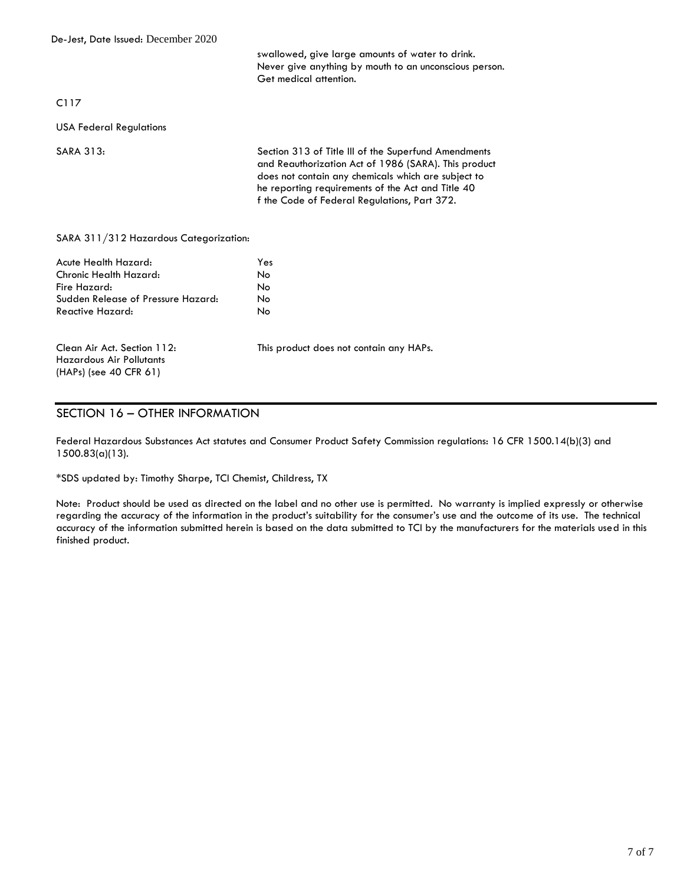swallowed, give large amounts of water to drink. Never give anything by mouth to an unconscious person. Get medical attention.

C117

USA Federal Regulations

| | |
|---|---|
| SARA 313: | Section 313 of Title III of the Superfund Amendments and Reauthorization Act of 1986 (SARA). This product does not contain any chemicals which are subject to he reporting requirements of the Act and Title 40 f the Code of Federal Regulations, Part 372. |

SARA 311/312 Hazardous Categorization:

| | |
|---|---|
| Acute Health Hazard: | Yes |
| Chronic Health Hazard: | No |
| Fire Hazard: | No |
| Sudden Release of Pressure Hazard: | No |
| Reactive Hazard: | No |

| | |
|---|---|
| Clean Air Act. Section 112: Hazardous Air Pollutants (HAPs) (see 40 CFR 61) | This product does not contain any HAPs. |

## SECTION 16 – OTHER INFORMATION

Federal Hazardous Substances Act statutes and Consumer Product Safety Commission regulations: 16 CFR 1500.14(b)(3) and 1500.83(a)(13).

*SDS updated by: Timothy Sharpe, TCI Chemist, Childress, TX

Note: Product should be used as directed on the label and no other use is permitted. No warranty is implied expressly or otherwise regarding the accuracy of the information in the product's suitability for the consumer's use and the outcome of its use. The technical accuracy of the information submitted herein is based on the data submitted to TCI by the manufacturers for the materials used in this finished product.